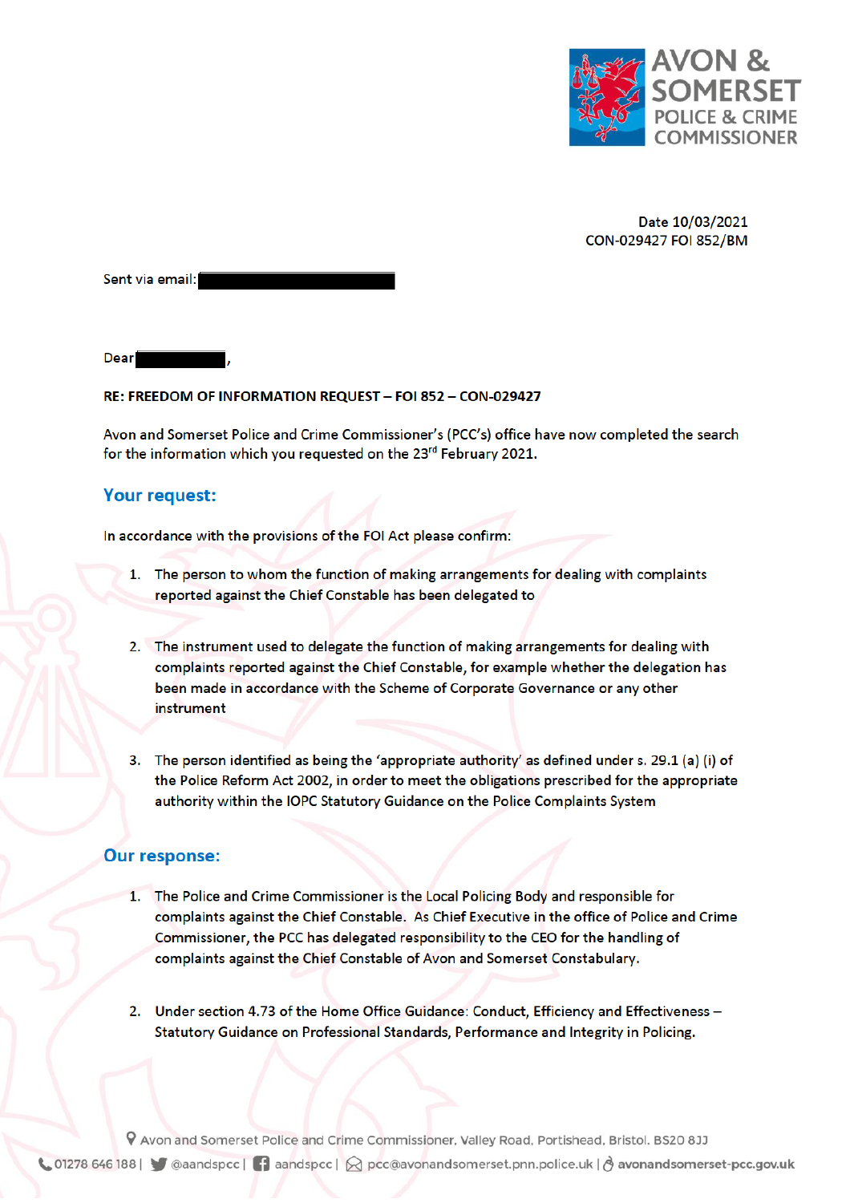AVON & SOMERSET POLICE & CRIME COMMISSIONER

Date 10/03/2021
CON-029427 FOI 852/BM

Sent via email: [redacted]

Dear [redacted],

**RE: FREEDOM OF INFORMATION REQUEST – FOI 852 – CON-029427**

Avon and Somerset Police and Crime Commissioner's (PCC's) office have now completed the search for the information which you requested on the 23rd February 2021.

## Your request:

In accordance with the provisions of the FOI Act please confirm:

1. The person to whom the function of making arrangements for dealing with complaints reported against the Chief Constable has been delegated to

2. The instrument used to delegate the function of making arrangements for dealing with complaints reported against the Chief Constable, for example whether the delegation has been made in accordance with the Scheme of Corporate Governance or any other instrument

3. The person identified as being the 'appropriate authority' as defined under s. 29.1 (a) (i) of the Police Reform Act 2002, in order to meet the obligations prescribed for the appropriate authority within the IOPC Statutory Guidance on the Police Complaints System

## Our response:

1. The Police and Crime Commissioner is the Local Policing Body and responsible for complaints against the Chief Constable. As Chief Executive in the office of Police and Crime Commissioner, the PCC has delegated responsibility to the CEO for the handling of complaints against the Chief Constable of Avon and Somerset Constabulary.

2. Under section 4.73 of the Home Office Guidance: Conduct, Efficiency and Effectiveness – Statutory Guidance on Professional Standards, Performance and Integrity in Policing.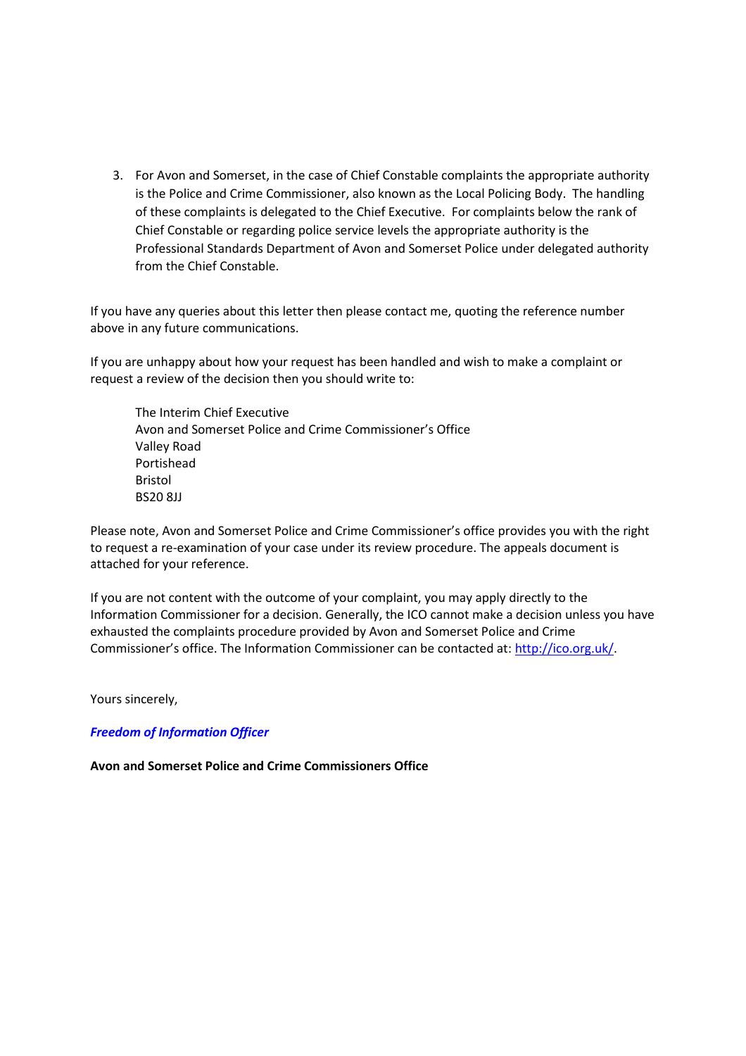3. For Avon and Somerset, in the case of Chief Constable complaints the appropriate authority is the Police and Crime Commissioner, also known as the Local Policing Body. The handling of these complaints is delegated to the Chief Executive. For complaints below the rank of Chief Constable or regarding police service levels the appropriate authority is the Professional Standards Department of Avon and Somerset Police under delegated authority from the Chief Constable.

If you have any queries about this letter then please contact me, quoting the reference number above in any future communications.

If you are unhappy about how your request has been handled and wish to make a complaint or request a review of the decision then you should write to:

The Interim Chief Executive  
Avon and Somerset Police and Crime Commissioner's Office  
Valley Road  
Portishead  
Bristol  
BS20 8JJ

Please note, Avon and Somerset Police and Crime Commissioner's office provides you with the right to request a re-examination of your case under its review procedure. The appeals document is attached for your reference.

If you are not content with the outcome of your complaint, you may apply directly to the Information Commissioner for a decision. Generally, the ICO cannot make a decision unless you have exhausted the complaints procedure provided by Avon and Somerset Police and Crime Commissioner's office. The Information Commissioner can be contacted at: http://ico.org.uk/.

Yours sincerely,

***Freedom of Information Officer***

**Avon and Somerset Police and Crime Commissioners Office**